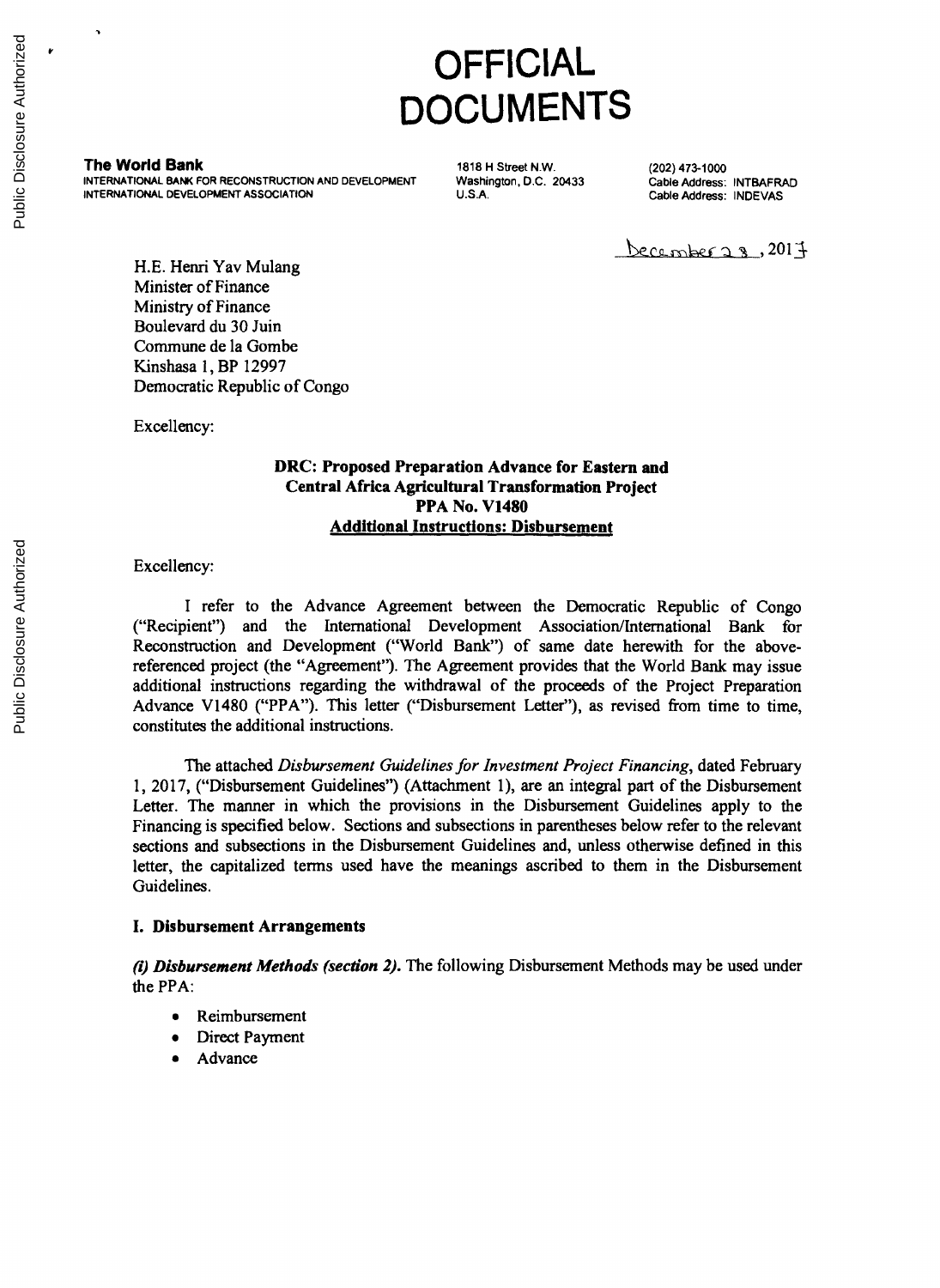# OFFICIAL DOCUMENTS

**The World Bank**
INTERNATIONAL BANK FOR RECONSTRUCTION AND DEVELOPMENT
INTERNATIONAL DEVELOPMENT ASSOCIATION

1818 H Street N.W.
Washington, D.C. 20433
U.S.A.

(202) 473-1000
Cable Address: INTBAFRAD
Cable Address: INDEVAS

December 28, 2017

H.E. Henri Yav Mulang
Minister of Finance
Ministry of Finance
Boulevard du 30 Juin
Commune de la Gombe
Kinshasa 1, BP 12997
Democratic Republic of Congo

Excellency:

**DRC: Proposed Preparation Advance for Eastern and Central Africa Agricultural Transformation Project**
**PPA No. V1480**
**Additional Instructions: Disbursement**

Excellency:

I refer to the Advance Agreement between the Democratic Republic of Congo ("Recipient") and the International Development Association/International Bank for Reconstruction and Development ("World Bank") of same date herewith for the above-referenced project (the "Agreement"). The Agreement provides that the World Bank may issue additional instructions regarding the withdrawal of the proceeds of the Project Preparation Advance V1480 ("PPA"). This letter ("Disbursement Letter"), as revised from time to time, constitutes the additional instructions.

The attached *Disbursement Guidelines for Investment Project Financing*, dated February 1, 2017, ("Disbursement Guidelines") (Attachment 1), are an integral part of the Disbursement Letter. The manner in which the provisions in the Disbursement Guidelines apply to the Financing is specified below. Sections and subsections in parentheses below refer to the relevant sections and subsections in the Disbursement Guidelines and, unless otherwise defined in this letter, the capitalized terms used have the meanings ascribed to them in the Disbursement Guidelines.

**I. Disbursement Arrangements**

***(i) Disbursement Methods (section 2).*** The following Disbursement Methods may be used under the PPA:

- Reimbursement
- Direct Payment
- Advance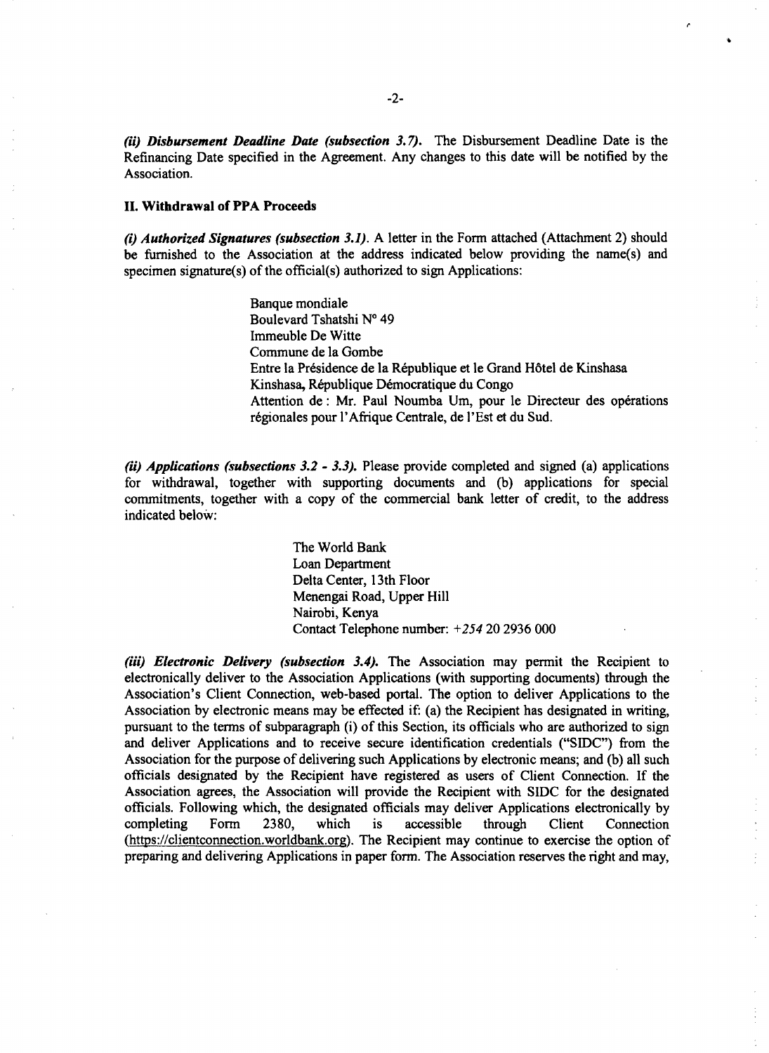***(ii) Disbursement Deadline Date (subsection 3.7).*** The Disbursement Deadline Date is the Refinancing Date specified in the Agreement. Any changes to this date will be notified by the Association.

**II. Withdrawal of PPA Proceeds**

***(i) Authorized Signatures (subsection 3.1).*** A letter in the Form attached (Attachment 2) should be furnished to the Association at the address indicated below providing the name(s) and specimen signature(s) of the official(s) authorized to sign Applications:

> Banque mondiale
> Boulevard Tshatshi N° 49
> Immeuble De Witte
> Commune de la Gombe
> Entre la Présidence de la République et le Grand Hôtel de Kinshasa
> Kinshasa, République Démocratique du Congo
> Attention de : Mr. Paul Noumba Um, pour le Directeur des opérations régionales pour l'Afrique Centrale, de l'Est et du Sud.

***(ii) Applications (subsections 3.2 - 3.3).*** Please provide completed and signed (a) applications for withdrawal, together with supporting documents and (b) applications for special commitments, together with a copy of the commercial bank letter of credit, to the address indicated below:

> The World Bank
> Loan Department
> Delta Center, 13th Floor
> Menengai Road, Upper Hill
> Nairobi, Kenya
> Contact Telephone number: *+254* 20 2936 000

***(iii) Electronic Delivery (subsection 3.4).*** The Association may permit the Recipient to electronically deliver to the Association Applications (with supporting documents) through the Association's Client Connection, web-based portal. The option to deliver Applications to the Association by electronic means may be effected if: (a) the Recipient has designated in writing, pursuant to the terms of subparagraph (i) of this Section, its officials who are authorized to sign and deliver Applications and to receive secure identification credentials ("SIDC") from the Association for the purpose of delivering such Applications by electronic means; and (b) all such officials designated by the Recipient have registered as users of Client Connection. If the Association agrees, the Association will provide the Recipient with SIDC for the designated officials. Following which, the designated officials may deliver Applications electronically by completing Form 2380, which is accessible through Client Connection (https://clientconnection.worldbank.org). The Recipient may continue to exercise the option of preparing and delivering Applications in paper form. The Association reserves the right and may,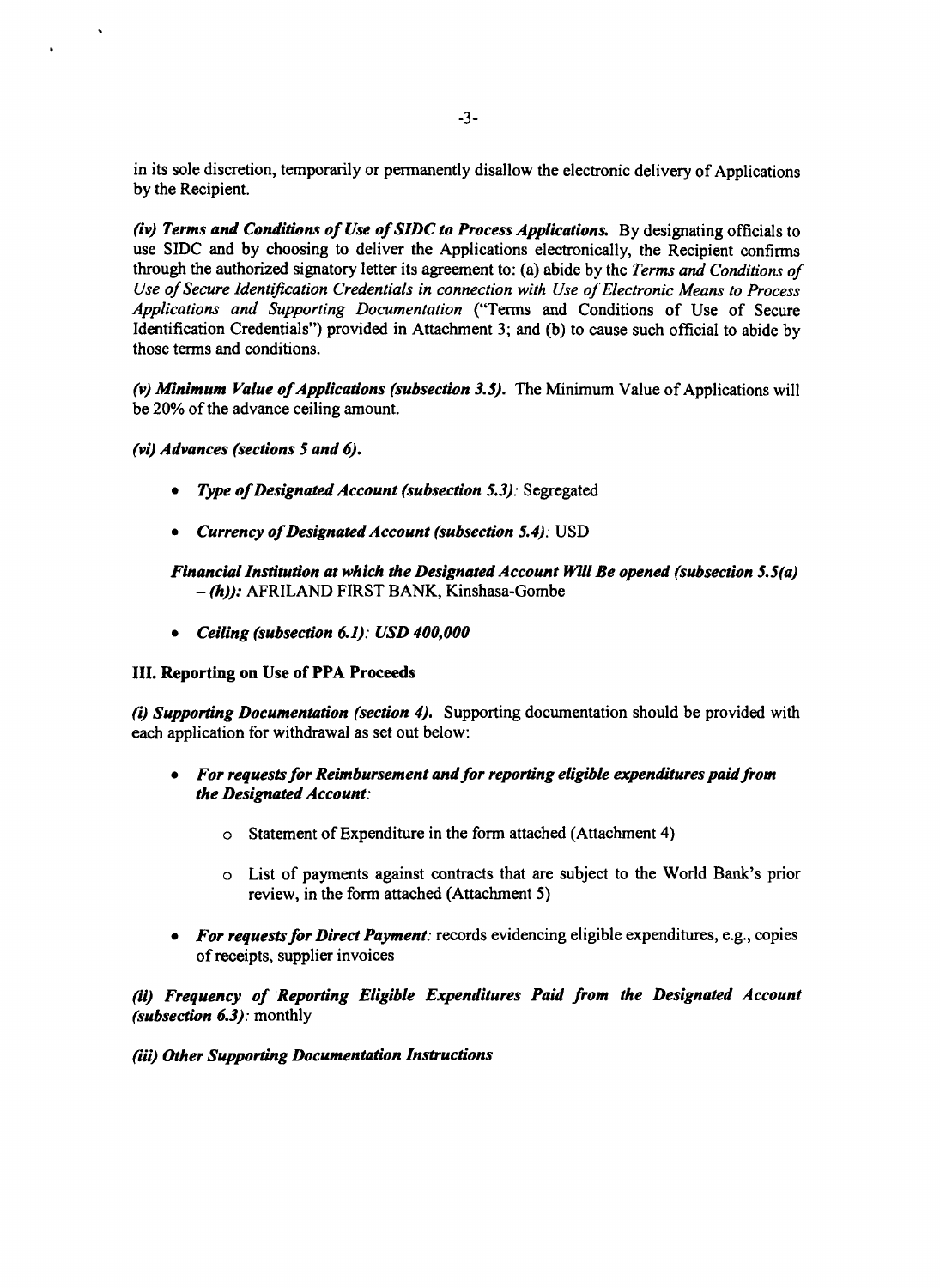in its sole discretion, temporarily or permanently disallow the electronic delivery of Applications by the Recipient.

***(iv) Terms and Conditions of Use of SIDC to Process Applications.*** By designating officials to use SIDC and by choosing to deliver the Applications electronically, the Recipient confirms through the authorized signatory letter its agreement to: (a) abide by the *Terms and Conditions of Use of Secure Identification Credentials in connection with Use of Electronic Means to Process Applications and Supporting Documentation* ("Terms and Conditions of Use of Secure Identification Credentials") provided in Attachment 3; and (b) to cause such official to abide by those terms and conditions.

***(v) Minimum Value of Applications (subsection 3.5).*** The Minimum Value of Applications will be 20% of the advance ceiling amount.

***(vi) Advances (sections 5 and 6).***

- ***Type of Designated Account (subsection 5.3):*** Segregated
- ***Currency of Designated Account (subsection 5.4):*** USD

***Financial Institution at which the Designated Account Will Be opened (subsection 5.5(a) – (h)):*** AFRILAND FIRST BANK, Kinshasa-Gombe

- ***Ceiling (subsection 6.1): USD 400,000***

**III. Reporting on Use of PPA Proceeds**

***(i) Supporting Documentation (section 4).*** Supporting documentation should be provided with each application for withdrawal as set out below:

- ***For requests for Reimbursement and for reporting eligible expenditures paid from the Designated Account:***
  - Statement of Expenditure in the form attached (Attachment 4)
  - List of payments against contracts that are subject to the World Bank's prior review, in the form attached (Attachment 5)
- ***For requests for Direct Payment:*** records evidencing eligible expenditures, e.g., copies of receipts, supplier invoices

***(ii) Frequency of Reporting Eligible Expenditures Paid from the Designated Account (subsection 6.3):*** monthly

***(iii) Other Supporting Documentation Instructions***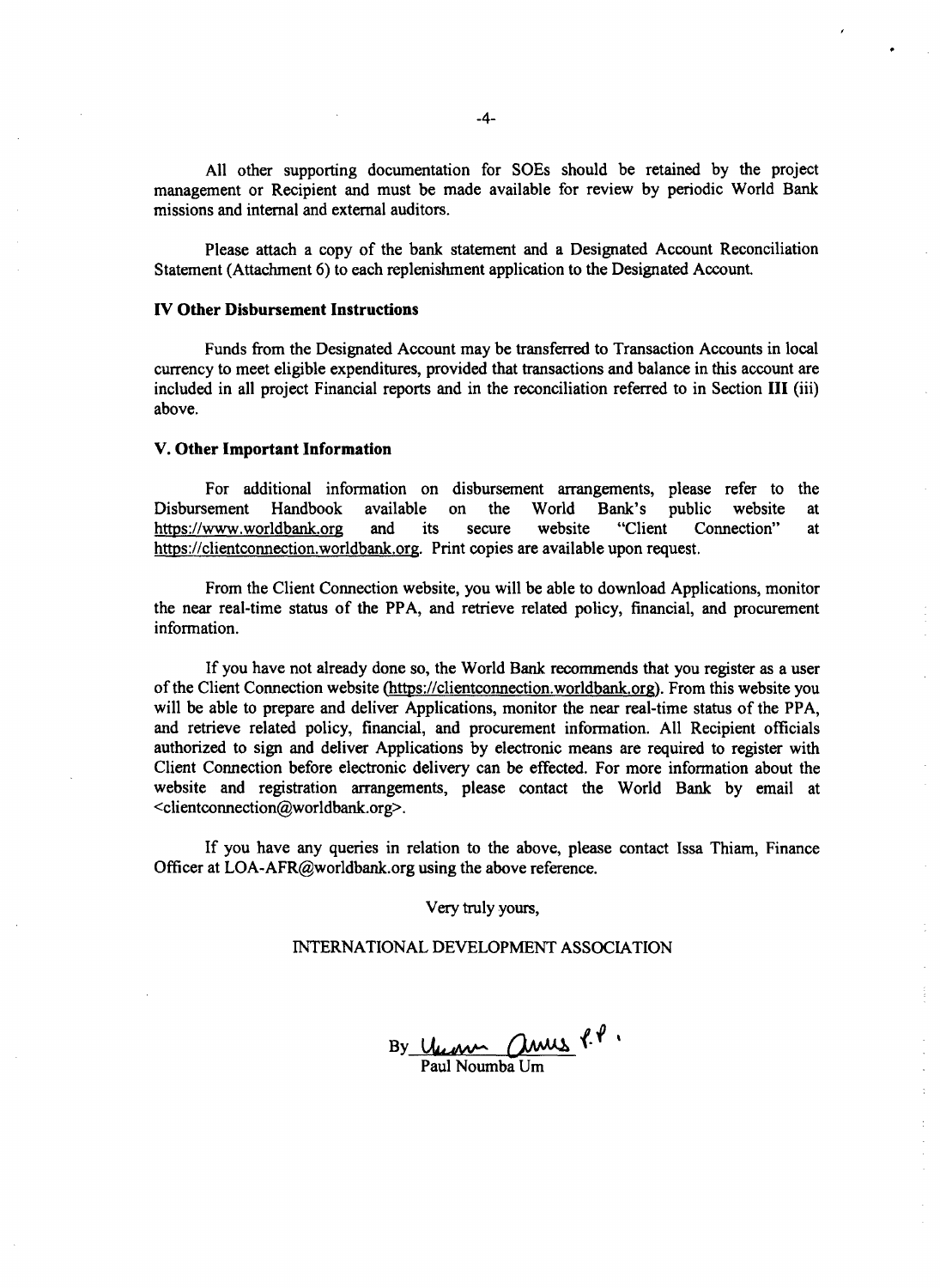All other supporting documentation for SOEs should be retained by the project management or Recipient and must be made available for review by periodic World Bank missions and internal and external auditors.

Please attach a copy of the bank statement and a Designated Account Reconciliation Statement (Attachment 6) to each replenishment application to the Designated Account.

**IV Other Disbursement Instructions**

Funds from the Designated Account may be transferred to Transaction Accounts in local currency to meet eligible expenditures, provided that transactions and balance in this account are included in all project Financial reports and in the reconciliation referred to in Section **III** (iii) above.

**V. Other Important Information**

For additional information on disbursement arrangements, please refer to the Disbursement Handbook available on the World Bank's public website at https://www.worldbank.org and its secure website "Client Connection" at https://clientconnection.worldbank.org. Print copies are available upon request.

From the Client Connection website, you will be able to download Applications, monitor the near real-time status of the PPA, and retrieve related policy, financial, and procurement information.

If you have not already done so, the World Bank recommends that you register as a user of the Client Connection website (https://clientconnection.worldbank.org). From this website you will be able to prepare and deliver Applications, monitor the near real-time status of the PPA, and retrieve related policy, financial, and procurement information. All Recipient officials authorized to sign and deliver Applications by electronic means are required to register with Client Connection before electronic delivery can be effected. For more information about the website and registration arrangements, please contact the World Bank by email at <clientconnection@worldbank.org>.

If you have any queries in relation to the above, please contact Issa Thiam, Finance Officer at LOA-AFR@worldbank.org using the above reference.

Very truly yours,

INTERNATIONAL DEVELOPMENT ASSOCIATION

By ______________ f.P.

Paul Noumba Um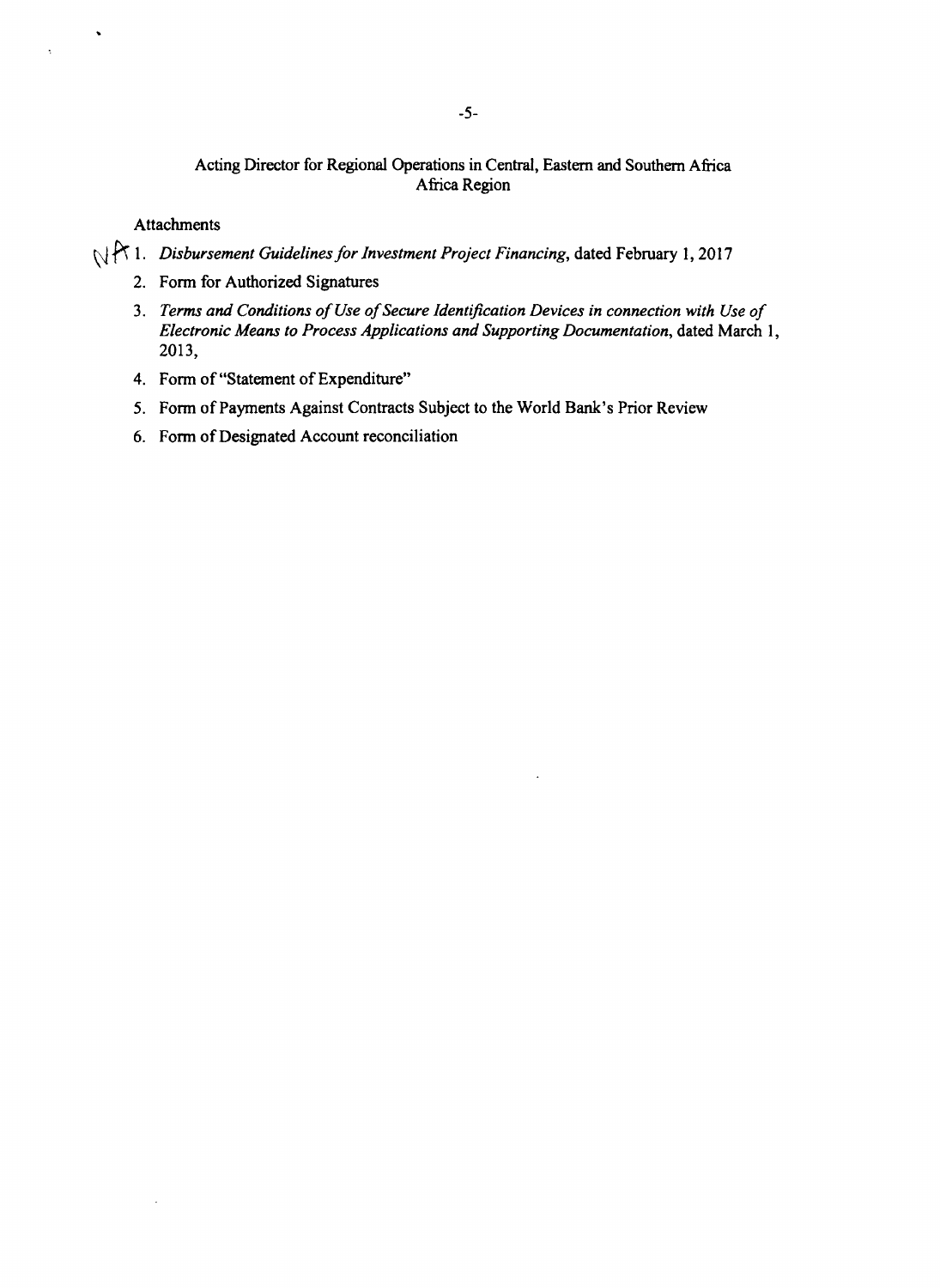Acting Director for Regional Operations in Central, Eastern and Southern Africa
Africa Region

Attachments

1. *Disbursement Guidelines for Investment Project Financing*, dated February 1, 2017
2. Form for Authorized Signatures
3. *Terms and Conditions of Use of Secure Identification Devices in connection with Use of Electronic Means to Process Applications and Supporting Documentation*, dated March 1, 2013,
4. Form of "Statement of Expenditure"
5. Form of Payments Against Contracts Subject to the World Bank's Prior Review
6. Form of Designated Account reconciliation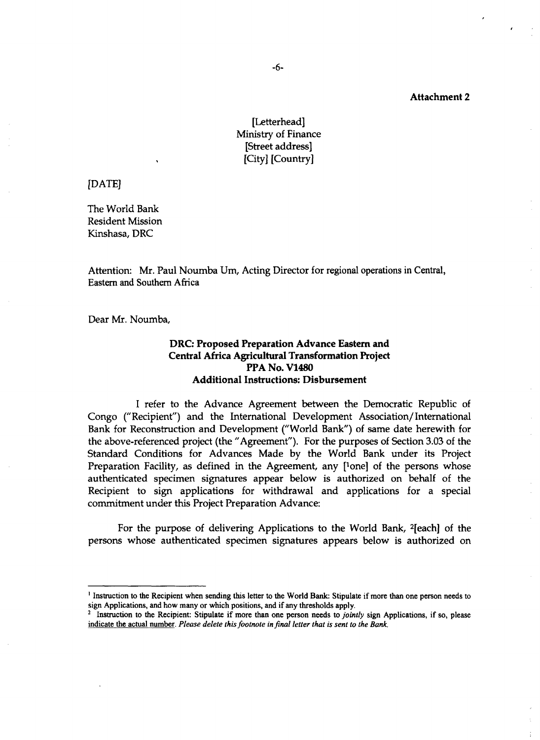**Attachment 2**

[Letterhead]
Ministry of Finance
[Street address]
[City] [Country]

[DATE]

The World Bank
Resident Mission
Kinshasa, DRC

Attention: Mr. Paul Noumba Um, Acting Director for regional operations in Central, Eastern and Southern Africa

Dear Mr. Noumba,

**DRC: Proposed Preparation Advance Eastern and Central Africa Agricultural Transformation Project PPA No. V1480 Additional Instructions: Disbursement**

I refer to the Advance Agreement between the Democratic Republic of Congo ("Recipient") and the International Development Association/International Bank for Reconstruction and Development ("World Bank") of same date herewith for the above-referenced project (the "Agreement"). For the purposes of Section 3.03 of the Standard Conditions for Advances Made by the World Bank under its Project Preparation Facility, as defined in the Agreement, any [[1]one] of the persons whose authenticated specimen signatures appear below is authorized on behalf of the Recipient to sign applications for withdrawal and applications for a special commitment under this Project Preparation Advance:

For the purpose of delivering Applications to the World Bank, [2][each] of the persons whose authenticated specimen signatures appears below is authorized on

---

[1] Instruction to the Recipient when sending this letter to the World Bank: Stipulate if more than one person needs to sign Applications, and how many or which positions, and if any thresholds apply.

[2] Instruction to the Recipient: Stipulate if more than one person needs to *jointly* sign Applications, if so, please indicate the actual number. *Please delete this footnote in final letter that is sent to the Bank.*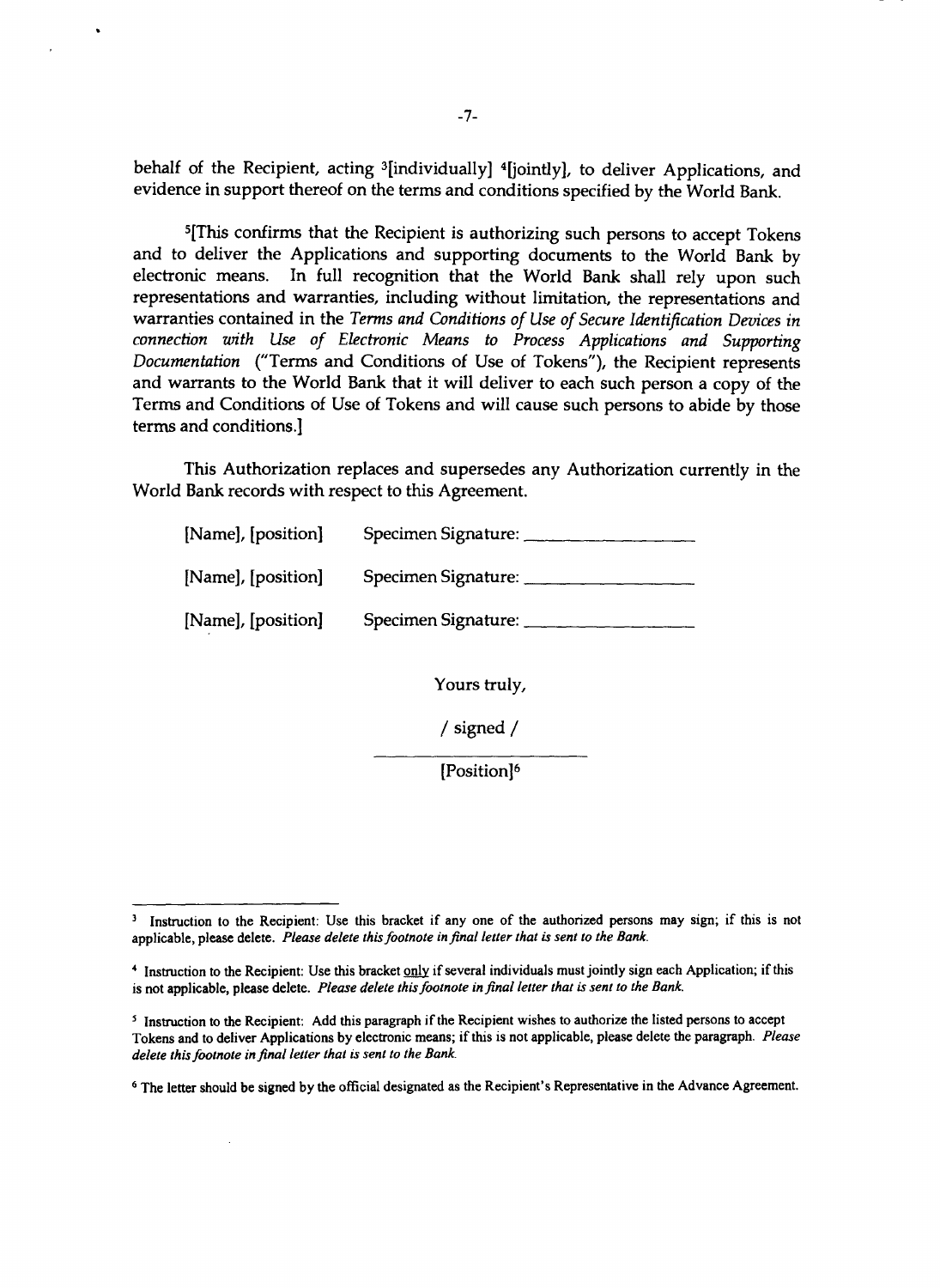behalf of the Recipient, acting [3][individually] [4][jointly], to deliver Applications, and evidence in support thereof on the terms and conditions specified by the World Bank.

[5][This confirms that the Recipient is authorizing such persons to accept Tokens and to deliver the Applications and supporting documents to the World Bank by electronic means. In full recognition that the World Bank shall rely upon such representations and warranties, including without limitation, the representations and warranties contained in the *Terms and Conditions of Use of Secure Identification Devices in connection with Use of Electronic Means to Process Applications and Supporting Documentation* ("Terms and Conditions of Use of Tokens"), the Recipient represents and warrants to the World Bank that it will deliver to each such person a copy of the Terms and Conditions of Use of Tokens and will cause such persons to abide by those terms and conditions.]

This Authorization replaces and supersedes any Authorization currently in the World Bank records with respect to this Agreement.

[Name], [position] Specimen Signature: ____________________

[Name], [position] Specimen Signature: ____________________

[Name], [position] Specimen Signature: ____________________

Yours truly,

/ signed /

____________________

[Position][6]

---

[3] Instruction to the Recipient: Use this bracket if any one of the authorized persons may sign; if this is not applicable, please delete. *Please delete this footnote in final letter that is sent to the Bank.*

[4] Instruction to the Recipient: Use this bracket only if several individuals must jointly sign each Application; if this is not applicable, please delete. *Please delete this footnote in final letter that is sent to the Bank.*

[5] Instruction to the Recipient: Add this paragraph if the Recipient wishes to authorize the listed persons to accept Tokens and to deliver Applications by electronic means; if this is not applicable, please delete the paragraph. *Please delete this footnote in final letter that is sent to the Bank.*

[6] The letter should be signed by the official designated as the Recipient's Representative in the Advance Agreement.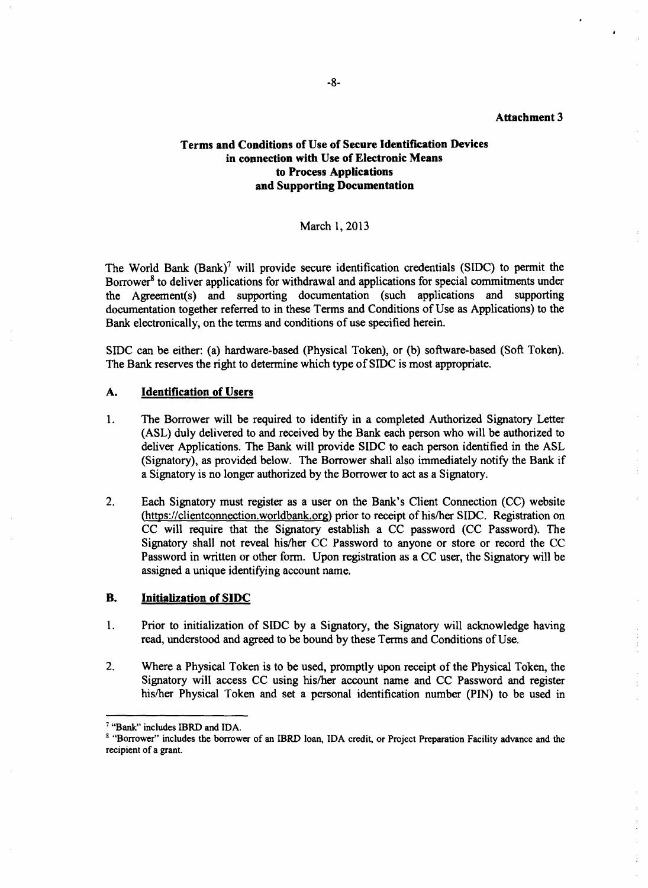**Attachment 3**

## Terms and Conditions of Use of Secure Identification Devices in connection with Use of Electronic Means to Process Applications and Supporting Documentation

March 1, 2013

The World Bank (Bank)[7] will provide secure identification credentials (SIDC) to permit the Borrower[8] to deliver applications for withdrawal and applications for special commitments under the Agreement(s) and supporting documentation (such applications and supporting documentation together referred to in these Terms and Conditions of Use as Applications) to the Bank electronically, on the terms and conditions of use specified herein.

SIDC can be either: (a) hardware-based (Physical Token), or (b) software-based (Soft Token). The Bank reserves the right to determine which type of SIDC is most appropriate.

### A. Identification of Users

1. The Borrower will be required to identify in a completed Authorized Signatory Letter (ASL) duly delivered to and received by the Bank each person who will be authorized to deliver Applications. The Bank will provide SIDC to each person identified in the ASL (Signatory), as provided below. The Borrower shall also immediately notify the Bank if a Signatory is no longer authorized by the Borrower to act as a Signatory.

2. Each Signatory must register as a user on the Bank's Client Connection (CC) website (https://clientconnection.worldbank.org) prior to receipt of his/her SIDC. Registration on CC will require that the Signatory establish a CC password (CC Password). The Signatory shall not reveal his/her CC Password to anyone or store or record the CC Password in written or other form. Upon registration as a CC user, the Signatory will be assigned a unique identifying account name.

### B. Initialization of SIDC

1. Prior to initialization of SIDC by a Signatory, the Signatory will acknowledge having read, understood and agreed to be bound by these Terms and Conditions of Use.

2. Where a Physical Token is to be used, promptly upon receipt of the Physical Token, the Signatory will access CC using his/her account name and CC Password and register his/her Physical Token and set a personal identification number (PIN) to be used in

---

[7] "Bank" includes IBRD and IDA.

[8] "Borrower" includes the borrower of an IBRD loan, IDA credit, or Project Preparation Facility advance and the recipient of a grant.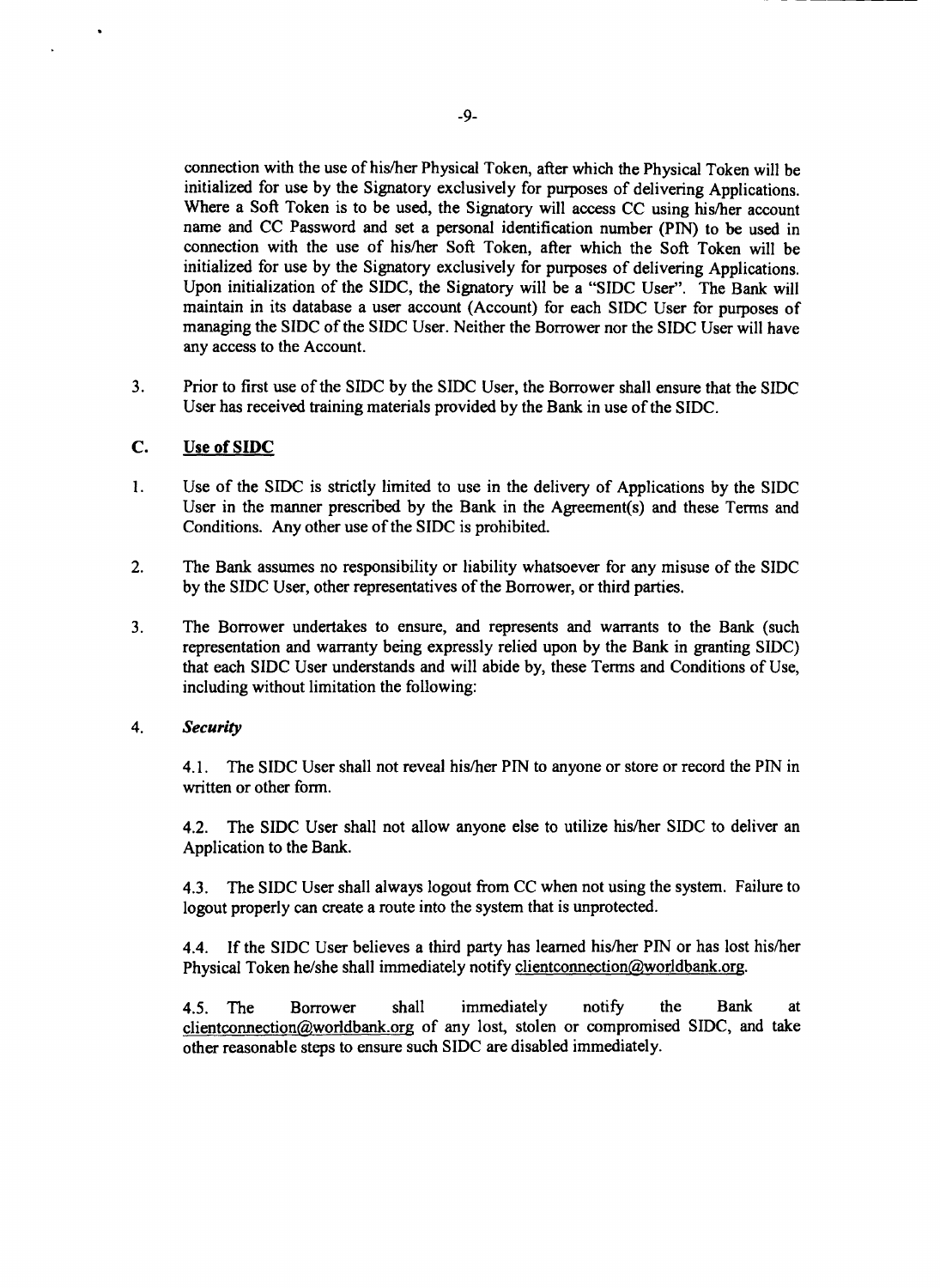connection with the use of his/her Physical Token, after which the Physical Token will be initialized for use by the Signatory exclusively for purposes of delivering Applications. Where a Soft Token is to be used, the Signatory will access CC using his/her account name and CC Password and set a personal identification number (PIN) to be used in connection with the use of his/her Soft Token, after which the Soft Token will be initialized for use by the Signatory exclusively for purposes of delivering Applications. Upon initialization of the SIDC, the Signatory will be a "SIDC User". The Bank will maintain in its database a user account (Account) for each SIDC User for purposes of managing the SIDC of the SIDC User. Neither the Borrower nor the SIDC User will have any access to the Account.

3. Prior to first use of the SIDC by the SIDC User, the Borrower shall ensure that the SIDC User has received training materials provided by the Bank in use of the SIDC.

## C. Use of SIDC

1. Use of the SIDC is strictly limited to use in the delivery of Applications by the SIDC User in the manner prescribed by the Bank in the Agreement(s) and these Terms and Conditions. Any other use of the SIDC is prohibited.

2. The Bank assumes no responsibility or liability whatsoever for any misuse of the SIDC by the SIDC User, other representatives of the Borrower, or third parties.

3. The Borrower undertakes to ensure, and represents and warrants to the Bank (such representation and warranty being expressly relied upon by the Bank in granting SIDC) that each SIDC User understands and will abide by, these Terms and Conditions of Use, including without limitation the following:

4. ***Security***

   4.1. The SIDC User shall not reveal his/her PIN to anyone or store or record the PIN in written or other form.

   4.2. The SIDC User shall not allow anyone else to utilize his/her SIDC to deliver an Application to the Bank.

   4.3. The SIDC User shall always logout from CC when not using the system. Failure to logout properly can create a route into the system that is unprotected.

   4.4. If the SIDC User believes a third party has learned his/her PIN or has lost his/her Physical Token he/she shall immediately notify clientconnection@worldbank.org.

   4.5. The Borrower shall immediately notify the Bank at clientconnection@worldbank.org of any lost, stolen or compromised SIDC, and take other reasonable steps to ensure such SIDC are disabled immediately.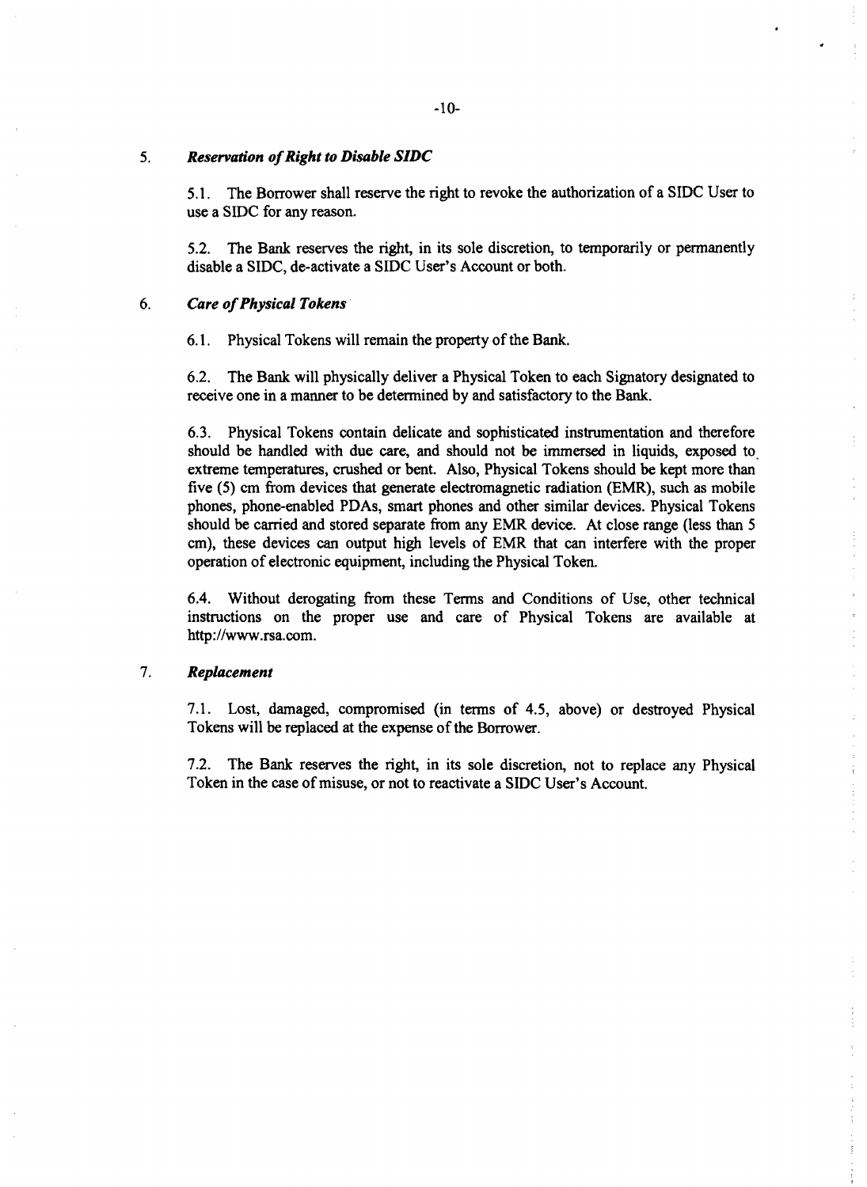5. ***Reservation of Right to Disable SIDC***

5.1. The Borrower shall reserve the right to revoke the authorization of a SIDC User to use a SIDC for any reason.

5.2. The Bank reserves the right, in its sole discretion, to temporarily or permanently disable a SIDC, de-activate a SIDC User's Account or both.

6. ***Care of Physical Tokens***

6.1. Physical Tokens will remain the property of the Bank.

6.2. The Bank will physically deliver a Physical Token to each Signatory designated to receive one in a manner to be determined by and satisfactory to the Bank.

6.3. Physical Tokens contain delicate and sophisticated instrumentation and therefore should be handled with due care, and should not be immersed in liquids, exposed to extreme temperatures, crushed or bent. Also, Physical Tokens should be kept more than five (5) cm from devices that generate electromagnetic radiation (EMR), such as mobile phones, phone-enabled PDAs, smart phones and other similar devices. Physical Tokens should be carried and stored separate from any EMR device. At close range (less than 5 cm), these devices can output high levels of EMR that can interfere with the proper operation of electronic equipment, including the Physical Token.

6.4. Without derogating from these Terms and Conditions of Use, other technical instructions on the proper use and care of Physical Tokens are available at http://www.rsa.com.

7. ***Replacement***

7.1. Lost, damaged, compromised (in terms of 4.5, above) or destroyed Physical Tokens will be replaced at the expense of the Borrower.

7.2. The Bank reserves the right, in its sole discretion, not to replace any Physical Token in the case of misuse, or not to reactivate a SIDC User's Account.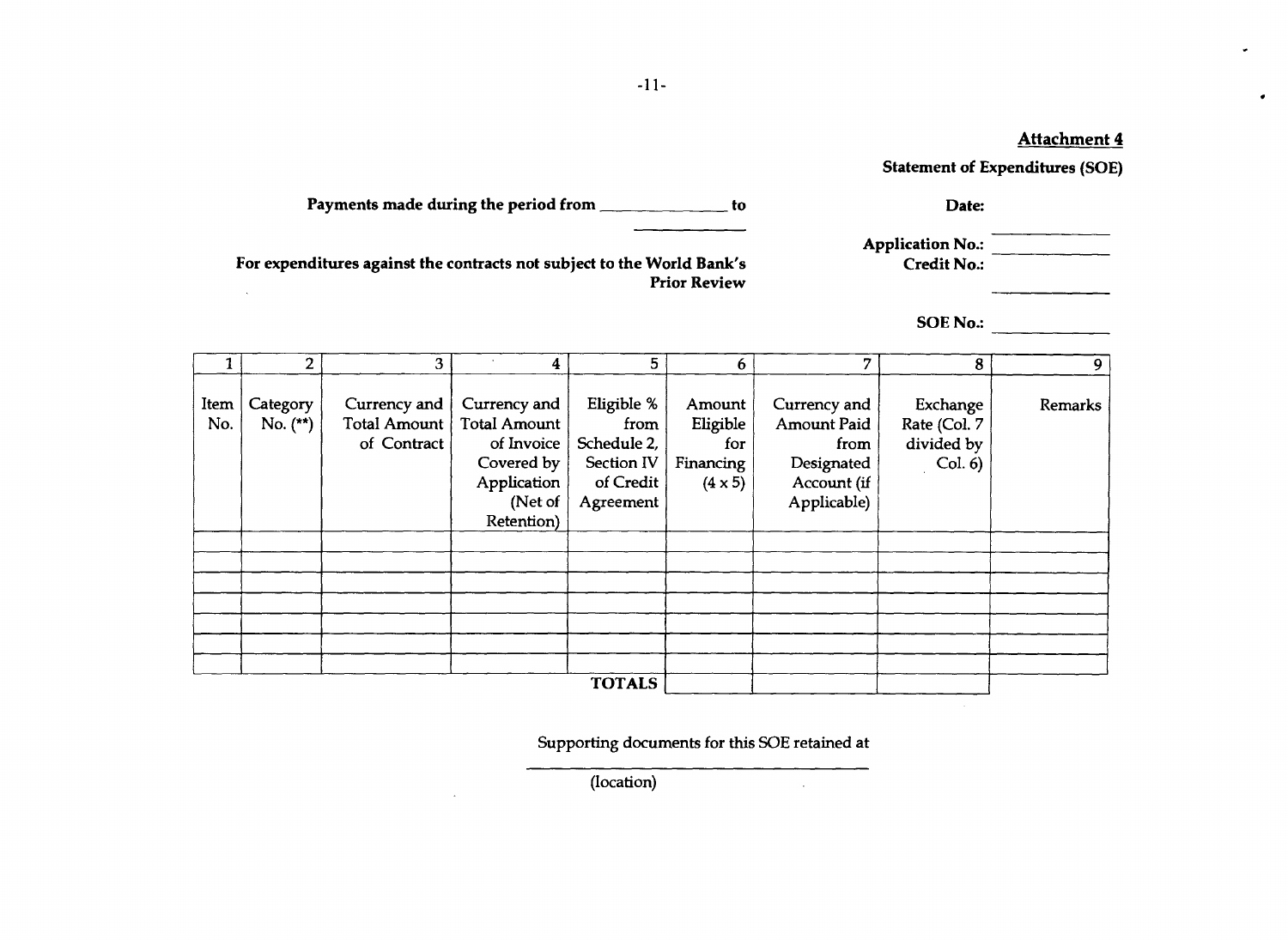**Attachment 4**

**Statement of Expenditures (SOE)**

**Payments made during the period from _____________ to _____________**

**Date:**

**Application No.:** _____________

**Credit No.:** _____________

**For expenditures against the contracts not subject to the World Bank's Prior Review**

**SOE No.:** _____________

| 1 | 2 | 3 | 4 | 5 | 6 | 7 | 8 | 9 |
|---|---|---|---|---|---|---|---|---|
| Item No. | Category No. (**) | Currency and Total Amount of Contract | Currency and Total Amount of Invoice Covered by Application (Net of Retention) | Eligible % from Schedule 2, Section IV of Credit Agreement | Amount Eligible for Financing (4 x 5) | Currency and Amount Paid from Designated Account (if Applicable) | Exchange Rate (Col. 7 divided by Col. 6) | Remarks |
| | | | | | | | | |
| | | | | | | | | |
| | | | | | | | | |
| | | | | | | | | |
| | | | | | | | | |
| | | | | | | | | |
| | | | | **TOTALS** | | | | |

Supporting documents for this SOE retained at

_________________________________

(location)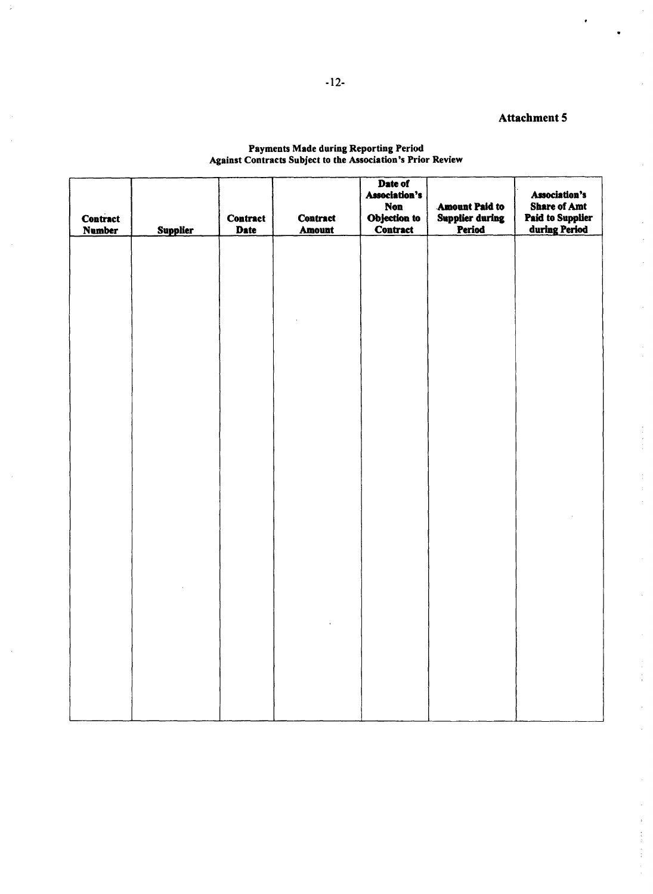Attachment 5

**Payments Made during Reporting Period Against Contracts Subject to the Association's Prior Review**

| Contract Number | Supplier | Contract Date | Contract Amount | Date of Association's Non Objection to Contract | Amount Paid to Supplier during Period | Association's Share of Amt Paid to Supplier during Period |
|---|---|---|---|---|---|---|
| | | | | | | |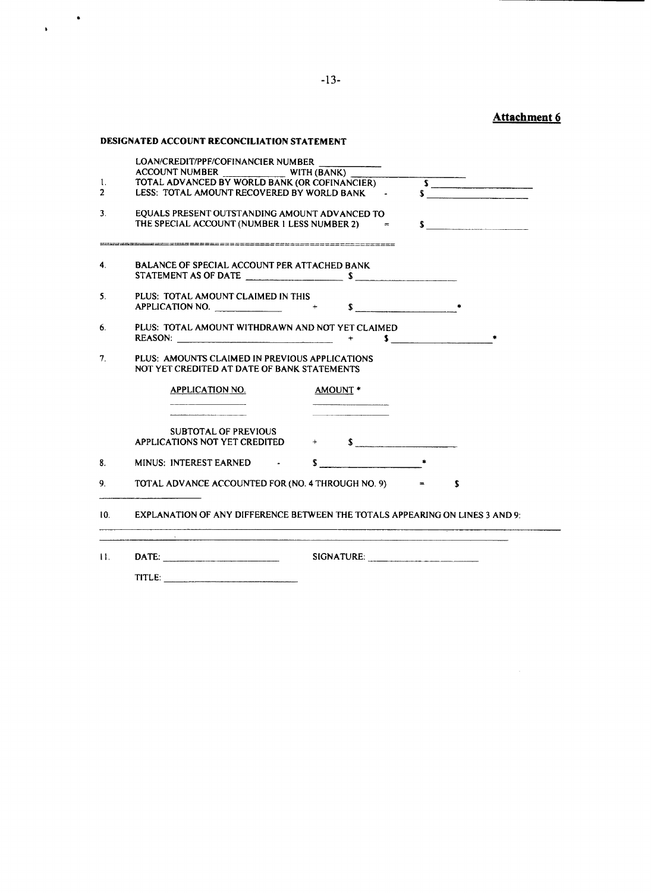**Attachment 6**

**DESIGNATED ACCOUNT RECONCILIATION STATEMENT**

LOAN/CREDIT/PPF/COFINANCIER NUMBER \_\_\_\_\_\_\_\_\_\_\_\_
ACCOUNT NUMBER \_\_\_\_\_\_\_\_\_\_\_\_ WITH (BANK) \_\_\_\_\_\_\_\_\_\_\_\_\_\_\_\_\_\_\_\_\_\_

1. TOTAL ADVANCED BY WORLD BANK (OR COFINANCIER) $ \_\_\_\_\_\_\_\_\_\_\_\_
2. LESS: TOTAL AMOUNT RECOVERED BY WORLD BANK - $ \_\_\_\_\_\_\_\_\_\_\_\_
3. EQUALS PRESENT OUTSTANDING AMOUNT ADVANCED TO THE SPECIAL ACCOUNT (NUMBER 1 LESS NUMBER 2) = $ \_\_\_\_\_\_\_\_\_\_\_\_

---

4. BALANCE OF SPECIAL ACCOUNT PER ATTACHED BANK STATEMENT AS OF DATE \_\_\_\_\_\_\_\_\_\_\_\_ $ \_\_\_\_\_\_\_\_\_\_\_\_
5. PLUS: TOTAL AMOUNT CLAIMED IN THIS APPLICATION NO. \_\_\_\_\_\_\_\_ + $ \_\_\_\_\_\_\_\_\_\_\_\_ *
6. PLUS: TOTAL AMOUNT WITHDRAWN AND NOT YET CLAIMED REASON: \_\_\_\_\_\_\_\_\_\_\_\_\_\_\_\_\_\_\_\_ + $ \_\_\_\_\_\_\_\_\_\_\_\_ *
7. PLUS: AMOUNTS CLAIMED IN PREVIOUS APPLICATIONS NOT YET CREDITED AT DATE OF BANK STATEMENTS

| APPLICATION NO. | AMOUNT * |
|---|---|
| \_\_\_\_\_\_\_\_\_\_\_\_ | \_\_\_\_\_\_\_\_\_\_\_\_ |
| \_\_\_\_\_\_\_\_\_\_\_\_ | \_\_\_\_\_\_\_\_\_\_\_\_ |

SUBTOTAL OF PREVIOUS APPLICATIONS NOT YET CREDITED + $ \_\_\_\_\_\_\_\_\_\_\_\_

8. MINUS: INTEREST EARNED - $ \_\_\_\_\_\_\_\_\_\_\_\_ *
9. TOTAL ADVANCE ACCOUNTED FOR (NO. 4 THROUGH NO. 9) = $

10. EXPLANATION OF ANY DIFFERENCE BETWEEN THE TOTALS APPEARING ON LINES 3 AND 9:

\_\_\_\_\_\_\_\_\_\_\_\_\_\_\_\_\_\_\_\_\_\_\_\_\_\_\_\_\_\_\_\_\_\_\_\_\_\_\_\_\_\_\_\_\_\_\_\_\_\_\_\_

11. DATE: \_\_\_\_\_\_\_\_\_\_\_\_ SIGNATURE: \_\_\_\_\_\_\_\_\_\_\_\_

TITLE: \_\_\_\_\_\_\_\_\_\_\_\_